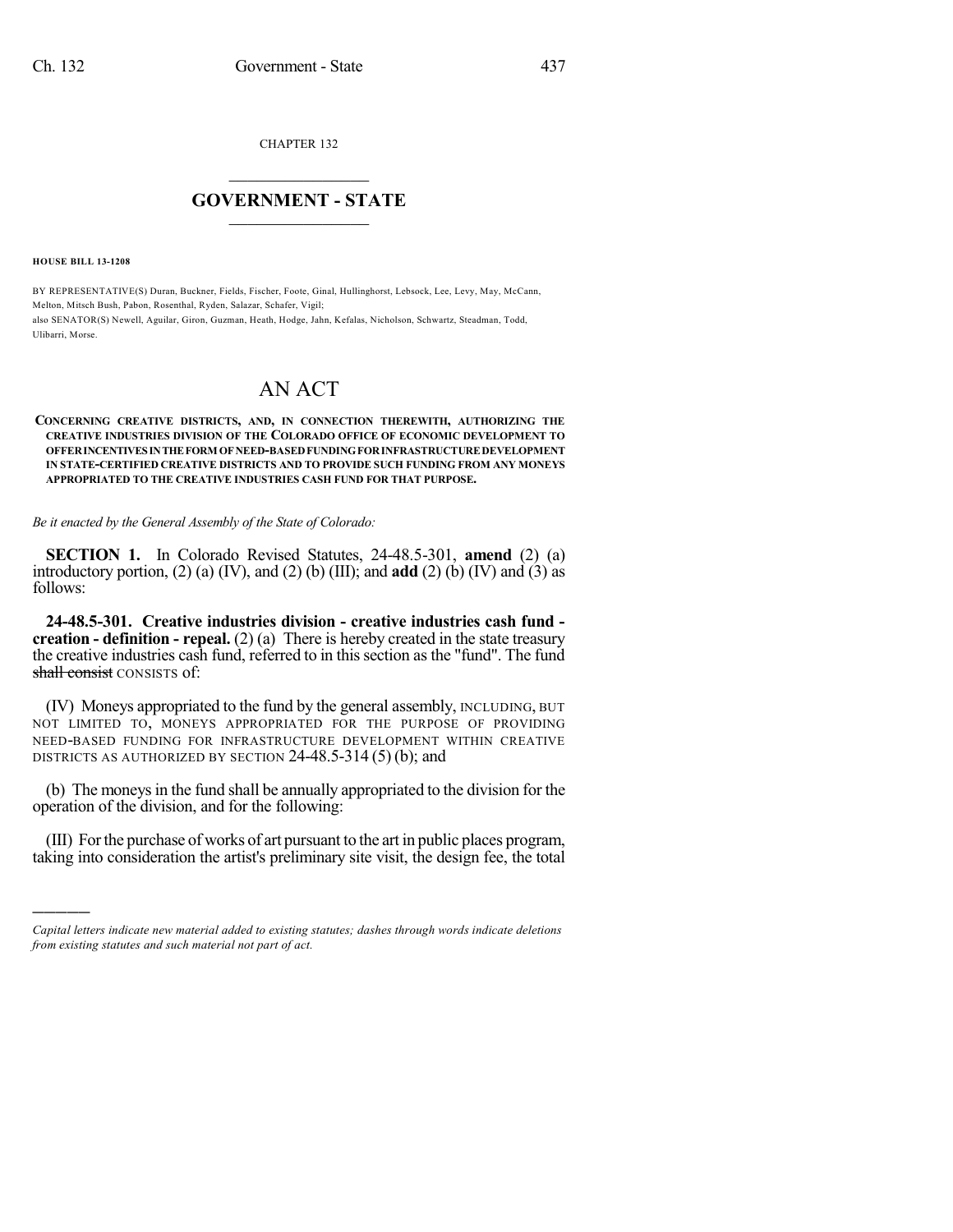CHAPTER 132

# GOVERNMENT - STATE

**HOUSE BILL 13-1208**

BY REPRESENTATIVE(S) Duran, Buckner, Fields, Fischer, Foote, Ginal, Hullinghorst, Lebsock, Lee, Levy, May, McCann, Melton, Mitsch Bush, Pabon, Rosenthal, Ryden, Salazar, Schafer, Vigil;
also SENATOR(S) Newell, Aguilar, Giron, Guzman, Heath, Hodge, Jahn, Kefalas, Nicholson, Schwartz, Steadman, Todd, Ulibarri, Morse.

# AN ACT

**CONCERNING CREATIVE DISTRICTS, AND, IN CONNECTION THEREWITH, AUTHORIZING THE CREATIVE INDUSTRIES DIVISION OF THE COLORADO OFFICE OF ECONOMIC DEVELOPMENT TO OFFER INCENTIVES IN THE FORM OF NEED-BASED FUNDING FOR INFRASTRUCTURE DEVELOPMENT IN STATE-CERTIFIED CREATIVE DISTRICTS AND TO PROVIDE SUCH FUNDING FROM ANY MONEYS APPROPRIATED TO THE CREATIVE INDUSTRIES CASH FUND FOR THAT PURPOSE.**

*Be it enacted by the General Assembly of the State of Colorado:*

**SECTION 1.** In Colorado Revised Statutes, 24-48.5-301, **amend** (2) (a) introductory portion, (2) (a) (IV), and (2) (b) (III); and **add** (2) (b) (IV) and (3) as follows:

**24-48.5-301. Creative industries division - creative industries cash fund - creation - definition - repeal.** (2) (a) There is hereby created in the state treasury the creative industries cash fund, referred to in this section as the "fund". The fund ~~shall consist~~ CONSISTS of:

(IV) Moneys appropriated to the fund by the general assembly, INCLUDING, BUT NOT LIMITED TO, MONEYS APPROPRIATED FOR THE PURPOSE OF PROVIDING NEED-BASED FUNDING FOR INFRASTRUCTURE DEVELOPMENT WITHIN CREATIVE DISTRICTS AS AUTHORIZED BY SECTION 24-48.5-314 (5) (b); and

(b) The moneys in the fund shall be annually appropriated to the division for the operation of the division, and for the following:

(III) For the purchase of works of art pursuant to the art in public places program, taking into consideration the artist's preliminary site visit, the design fee, the total

*Capital letters indicate new material added to existing statutes; dashes through words indicate deletions from existing statutes and such material not part of act.*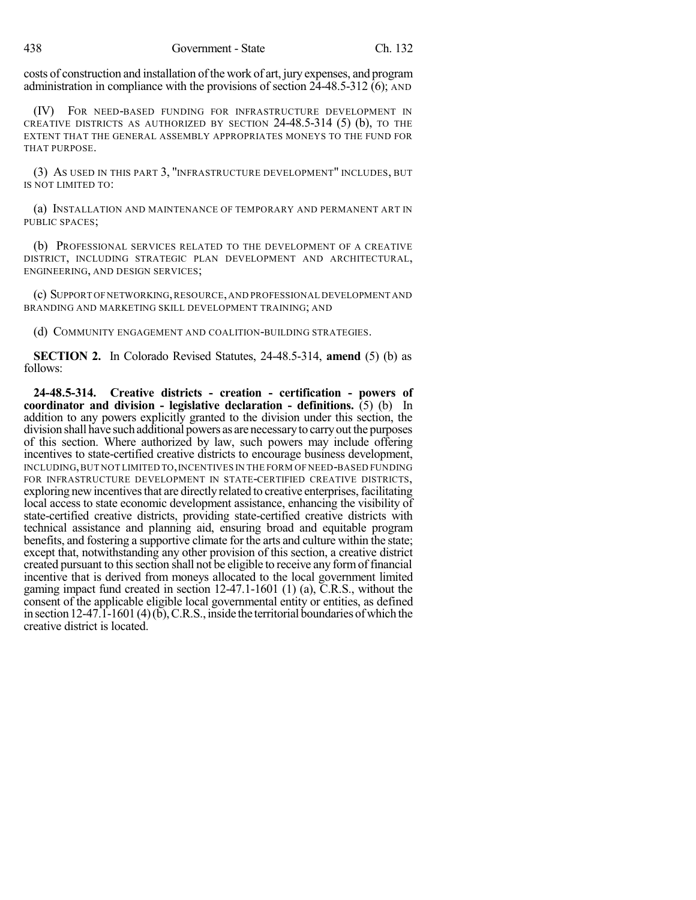costs of construction and installation of the work of art, jury expenses, and program administration in compliance with the provisions of section 24-48.5-312 (6); AND

(IV) FOR NEED-BASED FUNDING FOR INFRASTRUCTURE DEVELOPMENT IN CREATIVE DISTRICTS AS AUTHORIZED BY SECTION 24-48.5-314 (5) (b), TO THE EXTENT THAT THE GENERAL ASSEMBLY APPROPRIATES MONEYS TO THE FUND FOR THAT PURPOSE.

(3) AS USED IN THIS PART 3, "INFRASTRUCTURE DEVELOPMENT" INCLUDES, BUT IS NOT LIMITED TO:

(a) INSTALLATION AND MAINTENANCE OF TEMPORARY AND PERMANENT ART IN PUBLIC SPACES;

(b) PROFESSIONAL SERVICES RELATED TO THE DEVELOPMENT OF A CREATIVE DISTRICT, INCLUDING STRATEGIC PLAN DEVELOPMENT AND ARCHITECTURAL, ENGINEERING, AND DESIGN SERVICES;

(c) SUPPORT OF NETWORKING, RESOURCE, AND PROFESSIONAL DEVELOPMENT AND BRANDING AND MARKETING SKILL DEVELOPMENT TRAINING; AND

(d) COMMUNITY ENGAGEMENT AND COALITION-BUILDING STRATEGIES.

**SECTION 2.** In Colorado Revised Statutes, 24-48.5-314, **amend** (5) (b) as follows:

**24-48.5-314. Creative districts - creation - certification - powers of coordinator and division - legislative declaration - definitions.** (5) (b) In addition to any powers explicitly granted to the division under this section, the division shall have such additional powers as are necessary to carry out the purposes of this section. Where authorized by law, such powers may include offering incentives to state-certified creative districts to encourage business development, INCLUDING, BUT NOT LIMITED TO, INCENTIVES IN THE FORM OF NEED-BASED FUNDING FOR INFRASTRUCTURE DEVELOPMENT IN STATE-CERTIFIED CREATIVE DISTRICTS, exploring new incentives that are directly related to creative enterprises, facilitating local access to state economic development assistance, enhancing the visibility of state-certified creative districts, providing state-certified creative districts with technical assistance and planning aid, ensuring broad and equitable program benefits, and fostering a supportive climate for the arts and culture within the state; except that, notwithstanding any other provision of this section, a creative district created pursuant to this section shall not be eligible to receive any form of financial incentive that is derived from moneys allocated to the local government limited gaming impact fund created in section 12-47.1-1601 (1) (a), C.R.S., without the consent of the applicable eligible local governmental entity or entities, as defined in section 12-47.1-1601 (4) (b), C.R.S., inside the territorial boundaries of which the creative district is located.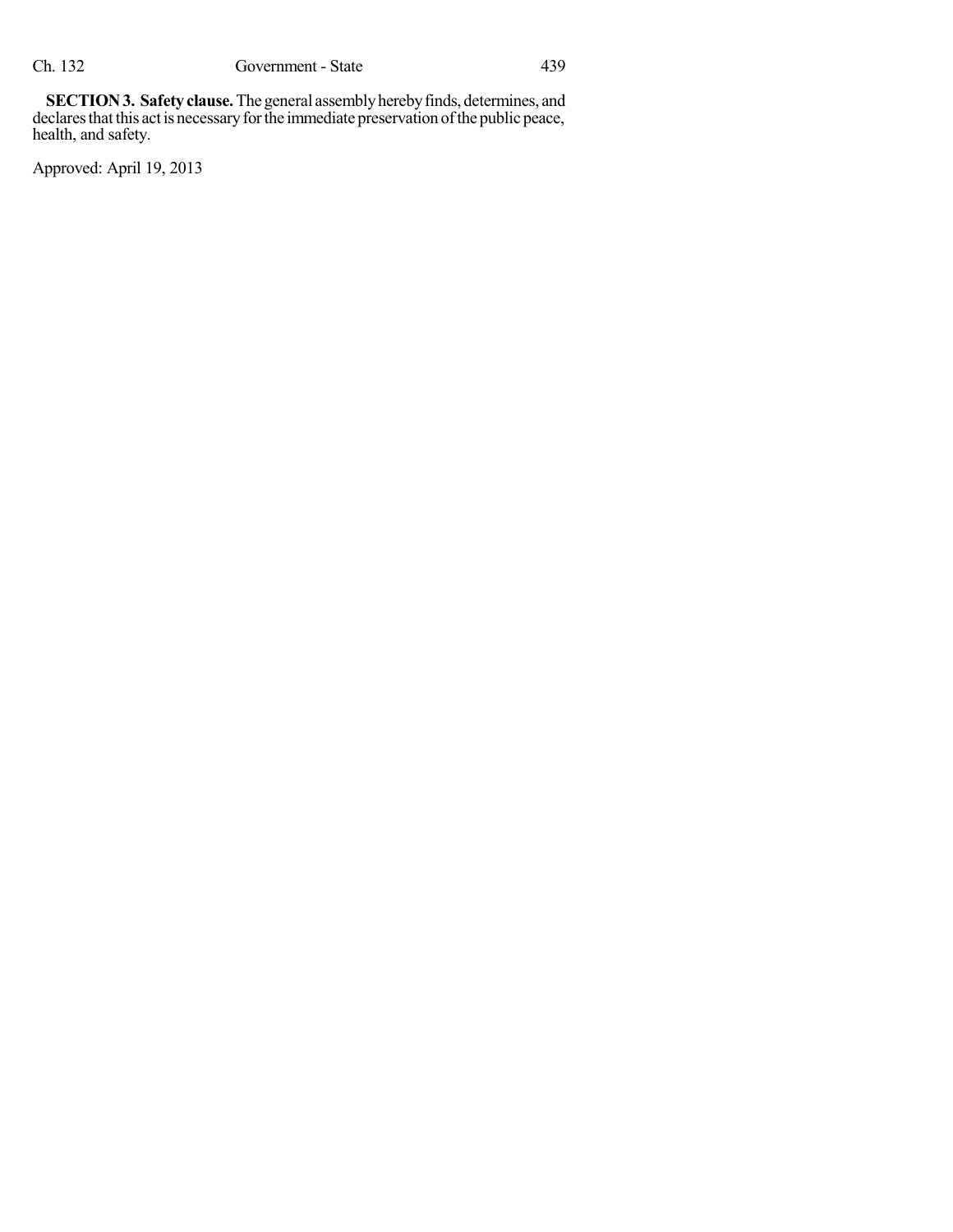**SECTION 3. Safety clause.** The general assembly hereby finds, determines, and declares that this act is necessary for the immediate preservation of the public peace, health, and safety.

Approved: April 19, 2013